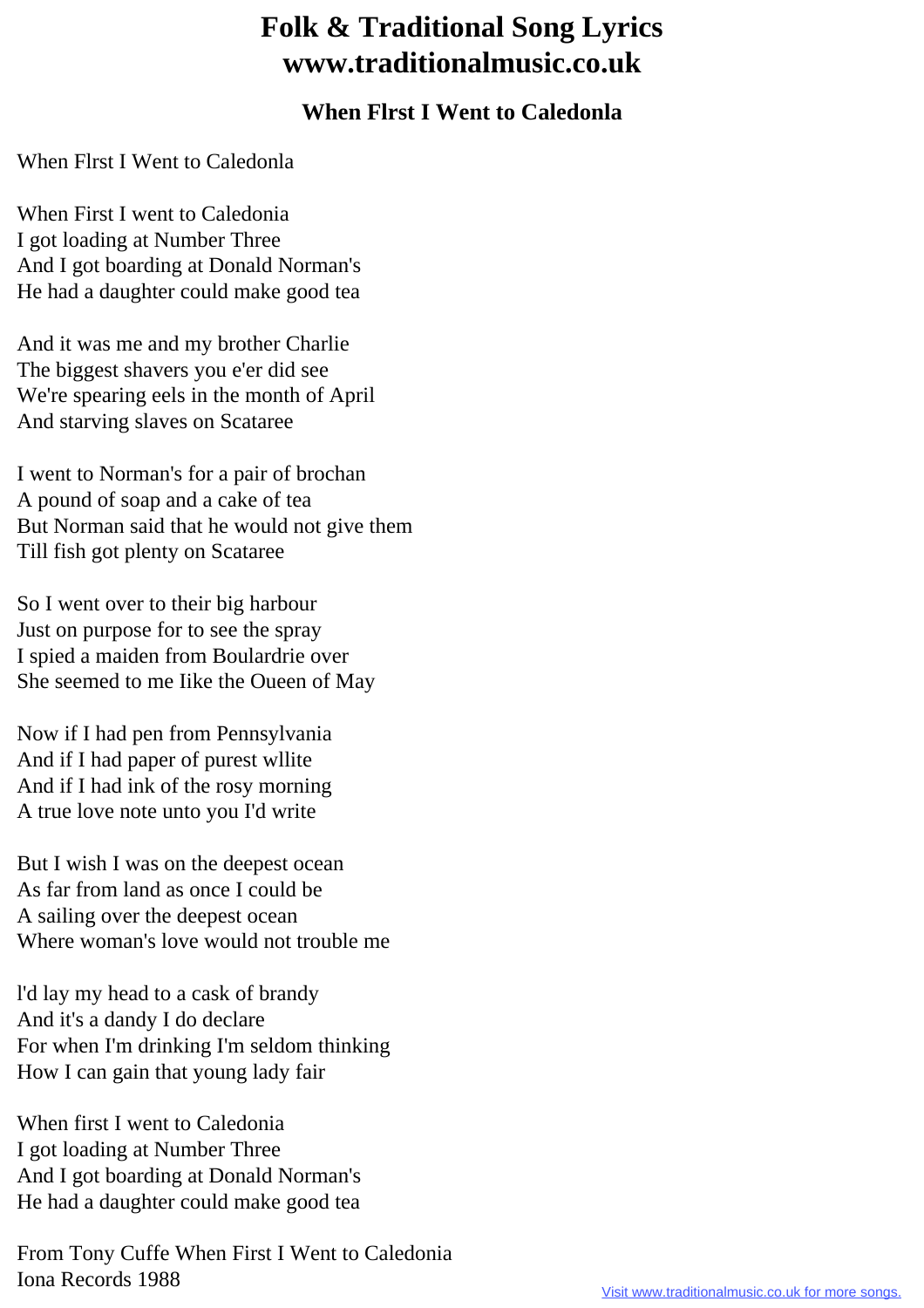# Folk & Traditional Song Lyrics
# www.traditionalmusic.co.uk

### When Flrst I Went to Caledonla

When Flrst I Went to Caledonla

When First I went to Caledonia
I got loading at Number Three
And I got boarding at Donald Norman's
He had a daughter could make good tea

And it was me and my brother Charlie
The biggest shavers you e'er did see
We're spearing eels in the month of April
And starving slaves on Scataree

I went to Norman's for a pair of brochan
A pound of soap and a cake of tea
But Norman said that he would not give them
Till fish got plenty on Scataree

So I went over to their big harbour
Just on purpose for to see the spray
I spied a maiden from Boulardrie over
She seemed to me Iike the Oueen of May

Now if I had pen from Pennsylvania
And if I had paper of purest wllite
And if I had ink of the rosy morning
A true love note unto you I'd write

But I wish I was on the deepest ocean
As far from land as once I could be
A sailing over the deepest ocean
Where woman's love would not trouble me

l'd lay my head to a cask of brandy
And it's a dandy I do declare
For when I'm drinking I'm seldom thinking
How I can gain that young lady fair

When first I went to Caledonia
I got loading at Number Three
And I got boarding at Donald Norman's
He had a daughter could make good tea

From Tony Cuffe When First I Went to Caledonia
Iona Records 1988

Visit www.traditionalmusic.co.uk for more songs.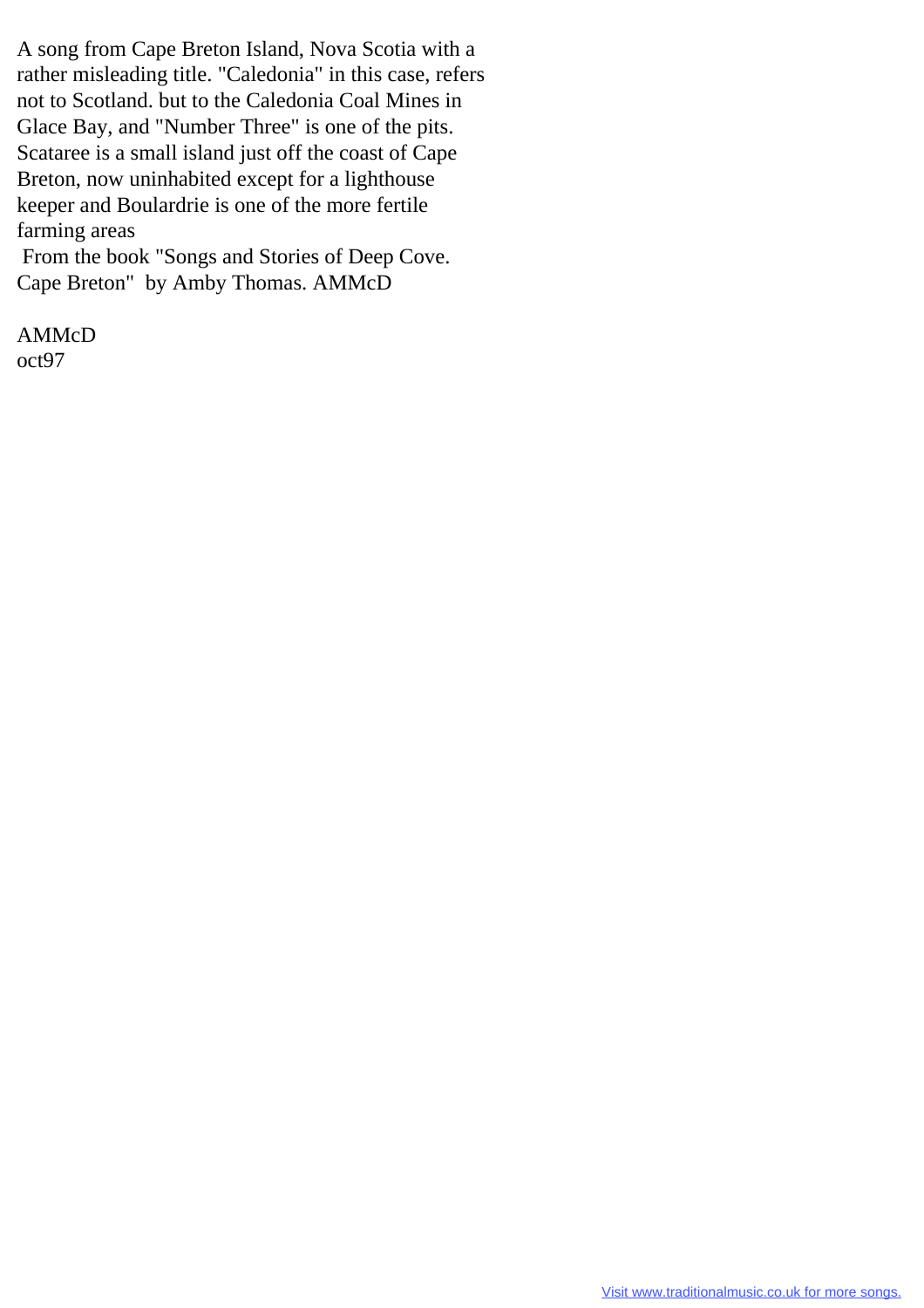A song from Cape Breton Island, Nova Scotia with a rather misleading title. "Caledonia" in this case, refers not to Scotland. but to the Caledonia Coal Mines in Glace Bay, and "Number Three" is one of the pits. Scataree is a small island just off the coast of Cape Breton, now uninhabited except for a lighthouse keeper and Boulardrie is one of the more fertile farming areas

From the book "Songs and Stories of Deep Cove. Cape Breton" by Amby Thomas. AMMcD

AMMcD
oct97